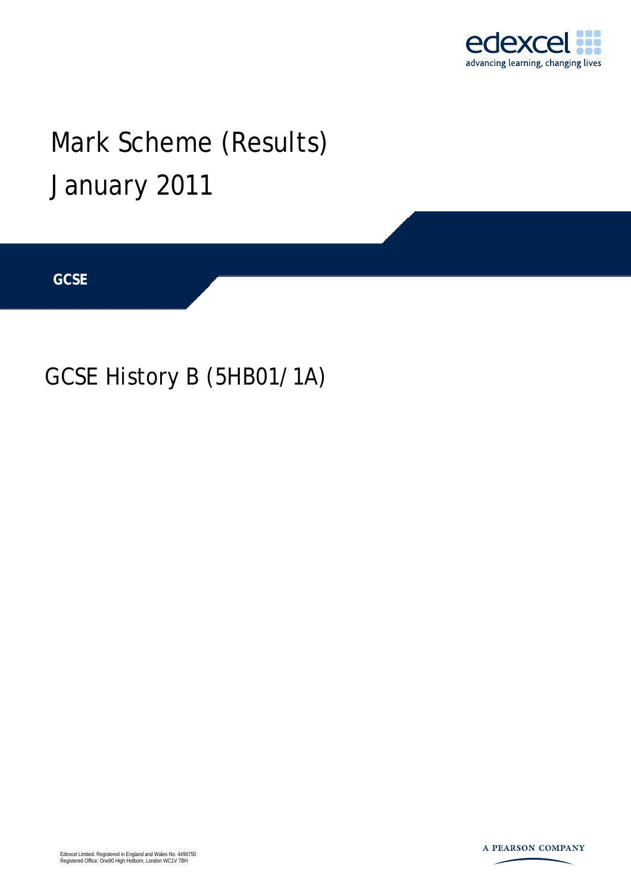edexcel
advancing learning, changing lives

# Mark Scheme (Results)

# January 2011

**GCSE**

## GCSE History B (5HB01/1A)

Edexcel Limited. Registered in England and Wales No. 4496750
Registered Office: One90 High Holborn, London WC1V 7BH

A PEARSON COMPANY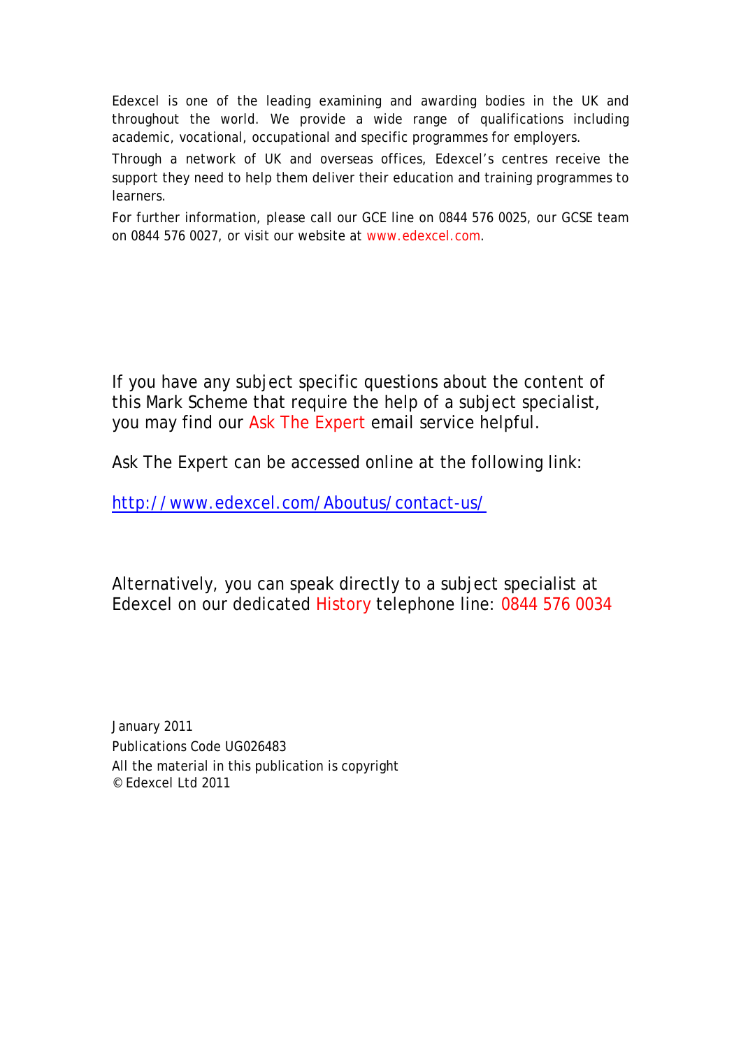Edexcel is one of the leading examining and awarding bodies in the UK and throughout the world. We provide a wide range of qualifications including academic, vocational, occupational and specific programmes for employers.

Through a network of UK and overseas offices, Edexcel's centres receive the support they need to help them deliver their education and training programmes to learners.

For further information, please call our GCE line on 0844 576 0025, our GCSE team on 0844 576 0027, or visit our website at www.edexcel.com.

If you have any subject specific questions about the content of this Mark Scheme that require the help of a subject specialist, you may find our Ask The Expert email service helpful.

Ask The Expert can be accessed online at the following link:

http://www.edexcel.com/Aboutus/contact-us/

Alternatively, you can speak directly to a subject specialist at Edexcel on our dedicated History telephone line: 0844 576 0034

January 2011
Publications Code UG026483
All the material in this publication is copyright
© Edexcel Ltd 2011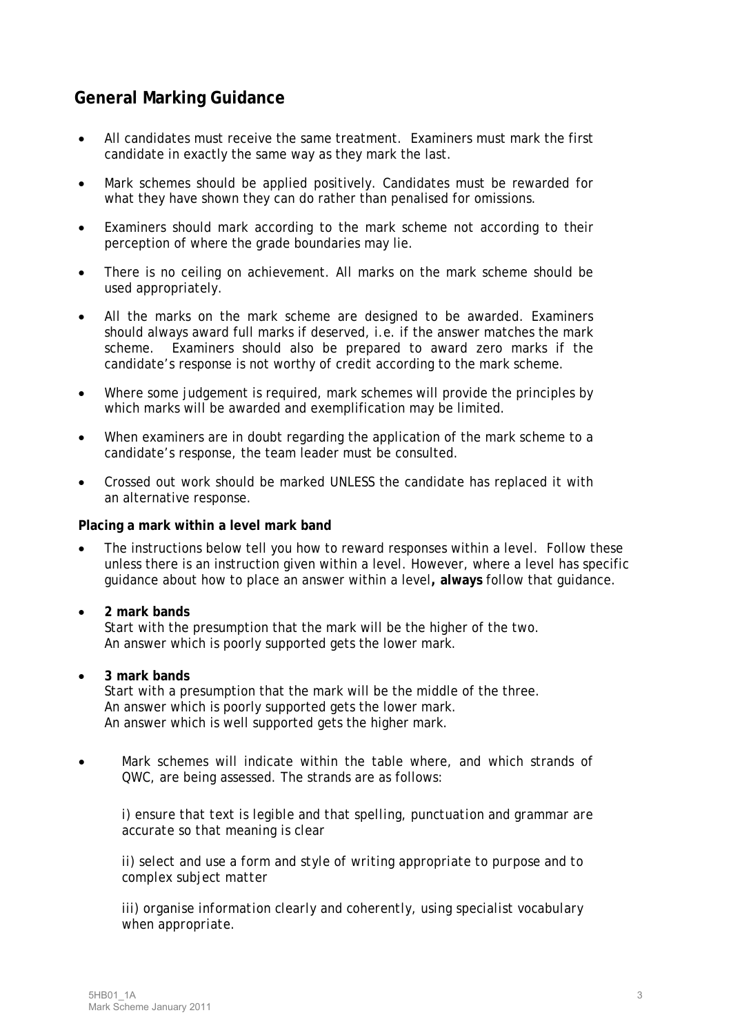## General Marking Guidance

- All candidates must receive the same treatment. Examiners must mark the first candidate in exactly the same way as they mark the last.
- Mark schemes should be applied positively. Candidates must be rewarded for what they have shown they can do rather than penalised for omissions.
- Examiners should mark according to the mark scheme not according to their perception of where the grade boundaries may lie.
- There is no ceiling on achievement. All marks on the mark scheme should be used appropriately.
- All the marks on the mark scheme are designed to be awarded. Examiners should always award full marks if deserved, i.e. if the answer matches the mark scheme. Examiners should also be prepared to award zero marks if the candidate's response is not worthy of credit according to the mark scheme.
- Where some judgement is required, mark schemes will provide the principles by which marks will be awarded and exemplification may be limited.
- When examiners are in doubt regarding the application of the mark scheme to a candidate's response, the team leader must be consulted.
- Crossed out work should be marked UNLESS the candidate has replaced it with an alternative response.

**Placing a mark within a level mark band**

- The instructions below tell you how to reward responses within a level. Follow these unless there is an instruction given within a level. However, where a level has specific guidance about how to place an answer within a level**, always** follow that guidance.
- **2 mark bands**
  Start with the presumption that the mark will be the higher of the two.
  An answer which is poorly supported gets the lower mark.
- **3 mark bands**
  Start with a presumption that the mark will be the middle of the three.
  An answer which is poorly supported gets the lower mark.
  An answer which is well supported gets the higher mark.
- Mark schemes will indicate within the table where, and which strands of QWC, are being assessed. The strands are as follows:

  *i) ensure that text is legible and that spelling, punctuation and grammar are accurate so that meaning is clear*

  *ii) select and use a form and style of writing appropriate to purpose and to complex subject matter*

  *iii) organise information clearly and coherently, using specialist vocabulary when appropriate.*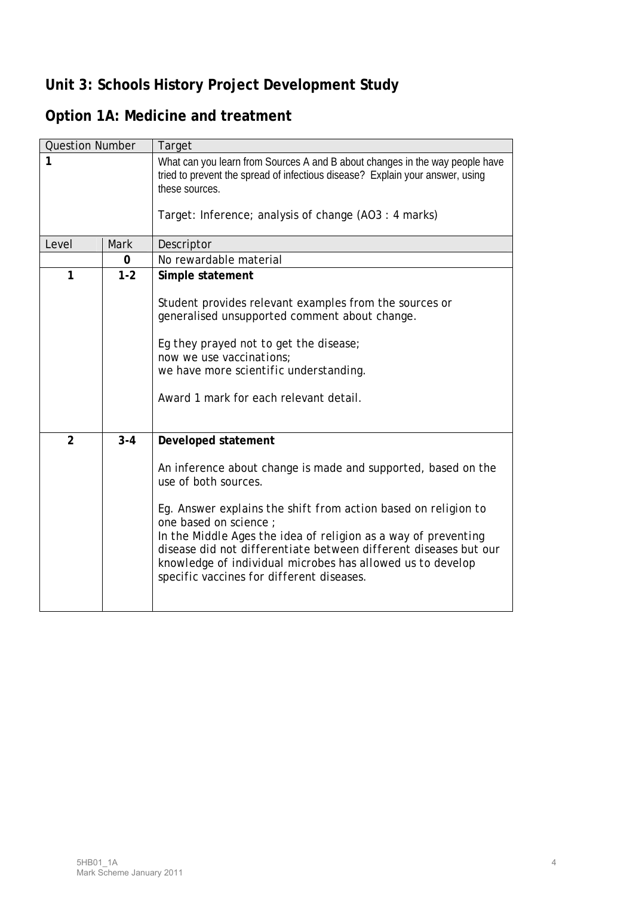## Unit 3: Schools History Project Development Study

## Option 1A: Medicine and treatment

| Question Number | | Target |
|---|---|---|
| **1** | | What can you learn from Sources A and B about changes in the way people have tried to prevent the spread of infectious disease? Explain your answer, using these sources.<br><br>Target: Inference; analysis of change (AO3 : 4 marks) |
| Level | Mark | Descriptor |
| | **0** | No rewardable material |
| **1** | **1-2** | **Simple statement**<br><br>Student provides relevant examples from the sources or generalised unsupported comment about change.<br><br>*Eg they prayed not to get the disease;*<br>*now we use vaccinations;*<br>*we have more scientific understanding.*<br><br>Award 1 mark for each relevant detail. |
| **2** | **3-4** | **Developed statement**<br><br>An inference about change is made and supported, based on the use of both sources.<br><br>*Eg. Answer explains the shift from action based on religion to one based on science ;*<br>*In the Middle Ages the idea of religion as a way of preventing disease did not differentiate between different diseases but our knowledge of individual microbes has allowed us to develop specific vaccines for different diseases.* |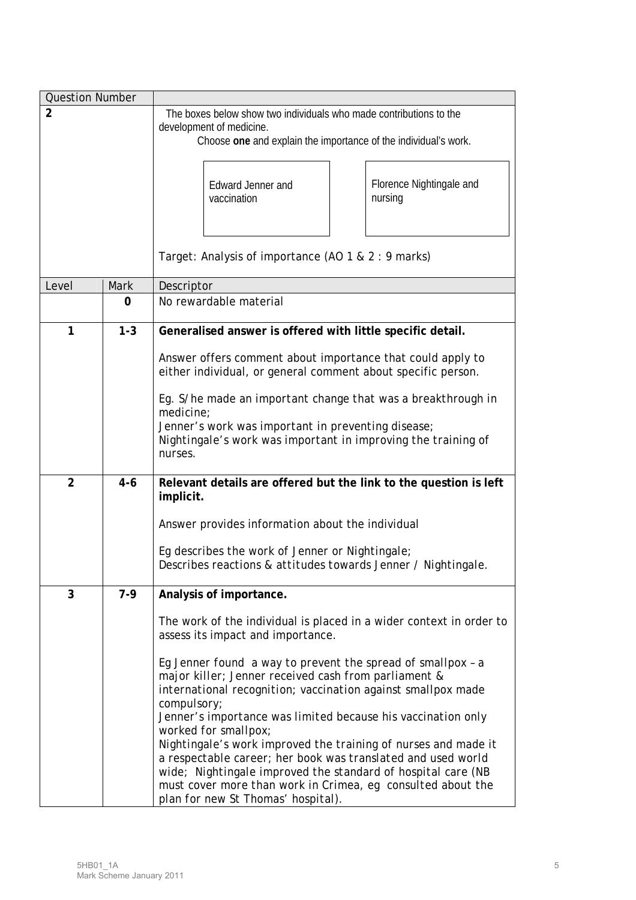| Question Number | | |
|---|---|---|
| **2** | | The boxes below show two individuals who made contributions to the development of medicine.<br>Choose **one** and explain the importance of the individual's work.<br><br>Edward Jenner and vaccination<br><br>Florence Nightingale and nursing<br><br>Target: Analysis of importance (AO 1 & 2 : 9 marks) |
| Level | Mark | Descriptor |
| | **0** | No rewardable material |
| **1** | **1-3** | **Generalised answer is offered with little specific detail.**<br><br>Answer offers comment about importance that could apply to either individual, or general comment about specific person.<br><br>Eg. S/he made an important change that was a breakthrough in medicine;<br>Jenner's work was important in preventing disease;<br>Nightingale's work was important in improving the training of nurses. |
| **2** | **4-6** | **Relevant details are offered but the link to the question is left implicit.**<br><br>Answer provides information about the individual<br><br>Eg describes the work of Jenner or Nightingale;<br>Describes reactions & attitudes towards Jenner / Nightingale. |
| **3** | **7-9** | **Analysis of importance.**<br><br>The work of the individual is placed in a wider context in order to assess its impact and importance.<br><br>Eg Jenner found a way to prevent the spread of smallpox – a major killer; Jenner received cash from parliament & international recognition; vaccination against smallpox made compulsory;<br>Jenner's importance was limited because his vaccination only worked for smallpox;<br>Nightingale's work improved the training of nurses and made it a respectable career; her book was translated and used world wide; Nightingale improved the standard of hospital care (NB must cover more than work in Crimea, eg consulted about the plan for new St Thomas' hospital). |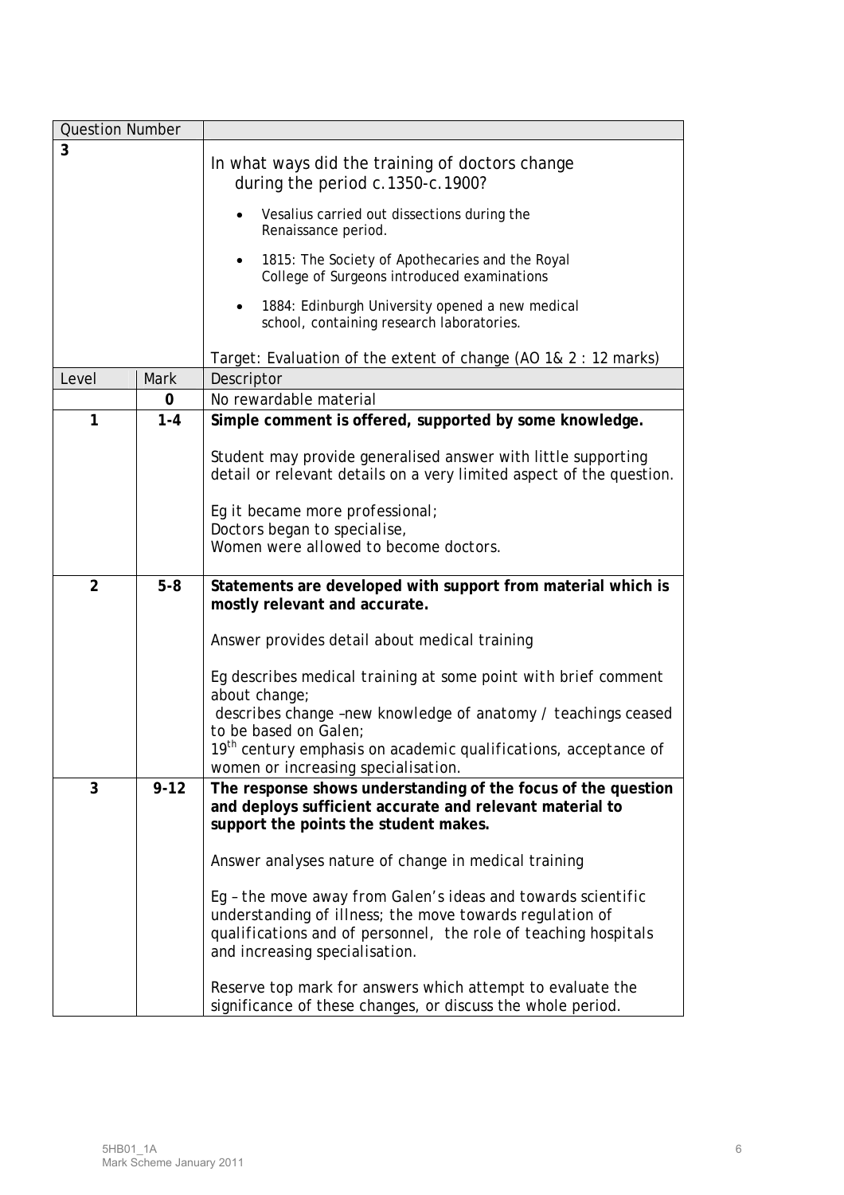| Question Number | | |
|---|---|---|
| **3** | | In what ways did the training of doctors change during the period c.1350-c.1900?<br><br>• Vesalius carried out dissections during the Renaissance period.<br>• 1815: The Society of Apothecaries and the Royal College of Surgeons introduced examinations<br>• 1884: Edinburgh University opened a new medical school, containing research laboratories.<br><br>Target: Evaluation of the extent of change (AO 1& 2 : 12 marks) |
| Level | Mark | Descriptor |
| | **0** | No rewardable material |
| **1** | **1-4** | **Simple comment is offered, supported by some knowledge.**<br><br>Student may provide generalised answer with little supporting detail or relevant details on a very limited aspect of the question.<br><br>*Eg it became more professional;*<br>*Doctors began to specialise,*<br>*Women were allowed to become doctors.* |
| **2** | **5-8** | **Statements are developed with support from material which is mostly relevant and accurate.**<br><br>Answer provides detail about medical training<br><br>*Eg describes medical training at some point with brief comment about change;*<br>*describes change –new knowledge of anatomy / teachings ceased to be based on Galen;*<br>*19th century emphasis on academic qualifications, acceptance of women or increasing specialisation.* |
| **3** | **9-12** | **The response shows understanding of the focus of the question and deploys sufficient accurate and relevant material to support the points the student makes.**<br><br>Answer analyses nature of change in medical training<br><br>*Eg – the move away from Galen's ideas and towards scientific understanding of illness; the move towards regulation of qualifications and of personnel, the role of teaching hospitals and increasing specialisation.*<br><br>*Reserve top mark for answers which attempt to evaluate the significance of these changes, or discuss the whole period.* |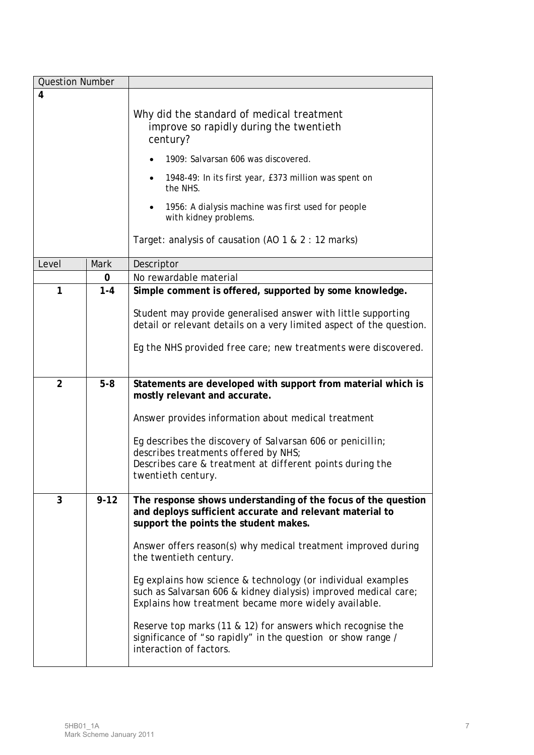| Question Number | | |
|---|---|---|
| **4** | | Why did the standard of medical treatment improve so rapidly during the twentieth century?<br><br>• 1909: Salvarsan 606 was discovered.<br>• 1948-49: In its first year, £373 million was spent on the NHS.<br>• 1956: A dialysis machine was first used for people with kidney problems.<br><br>Target: analysis of causation (AO 1 & 2 : 12 marks) |
| Level | Mark | Descriptor |
| | **0** | No rewardable material |
| **1** | **1-4** | **Simple comment is offered, supported by some knowledge.**<br><br>Student may provide generalised answer with little supporting detail or relevant details on a very limited aspect of the question.<br><br>Eg the NHS provided free care; new treatments were discovered. |
| **2** | **5-8** | **Statements are developed with support from material which is mostly relevant and accurate.**<br><br>Answer provides information about medical treatment<br><br>Eg describes the discovery of Salvarsan 606 or penicillin; describes treatments offered by NHS;<br>Describes care & treatment at different points during the twentieth century. |
| **3** | **9-12** | **The response shows understanding of the focus of the question and deploys sufficient accurate and relevant material to support the points the student makes.**<br><br>Answer offers reason(s) why medical treatment improved during the twentieth century.<br><br>Eg explains how science & technology (or individual examples such as Salvarsan 606 & kidney dialysis) improved medical care;<br>Explains how treatment became more widely available.<br><br>Reserve top marks (11 & 12) for answers which recognise the significance of "so rapidly" in the question or show range / interaction of factors. |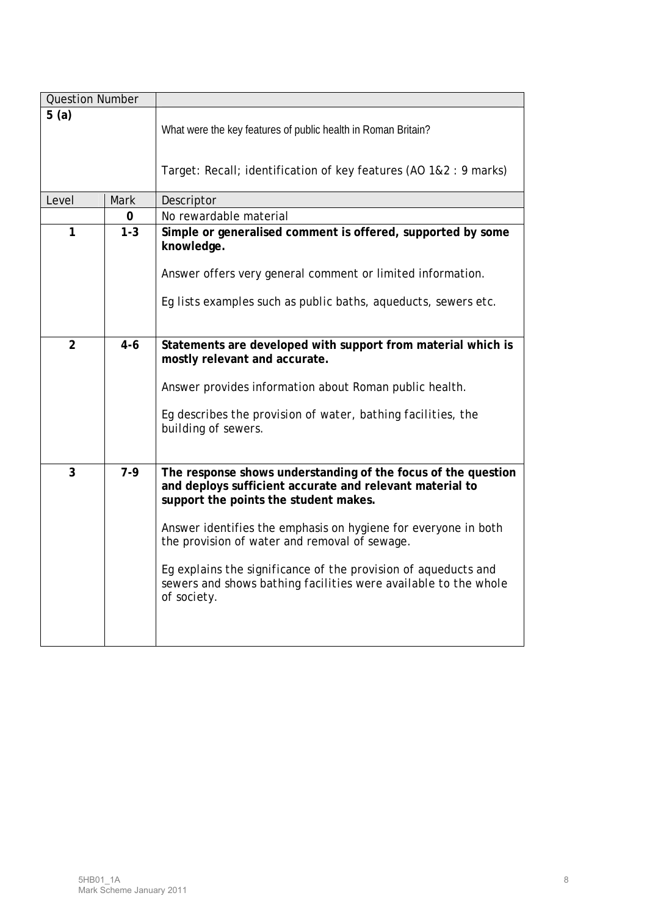| Question Number | | |
|---|---|---|
| **5 (a)** | | What were the key features of public health in Roman Britain?<br><br>Target: Recall; identification of key features (AO 1&2 : 9 marks) |
| Level | Mark | Descriptor |
| | **0** | No rewardable material |
| **1** | **1-3** | **Simple or generalised comment is offered, supported by some knowledge.**<br><br>Answer offers very general comment or limited information.<br><br>*Eg lists examples such as public baths, aqueducts, sewers etc.* |
| **2** | **4-6** | **Statements are developed with support from material which is mostly relevant and accurate.**<br><br>Answer provides information about Roman public health.<br><br>*Eg describes the provision of water, bathing facilities, the building of sewers.* |
| **3** | **7-9** | **The response shows understanding of the focus of the question and deploys sufficient accurate and relevant material to support the points the student makes.**<br><br>Answer identifies the emphasis on hygiene for everyone in both the provision of water and removal of sewage.<br><br>*Eg explains the significance of the provision of aqueducts and sewers and shows bathing facilities were available to the whole of society.* |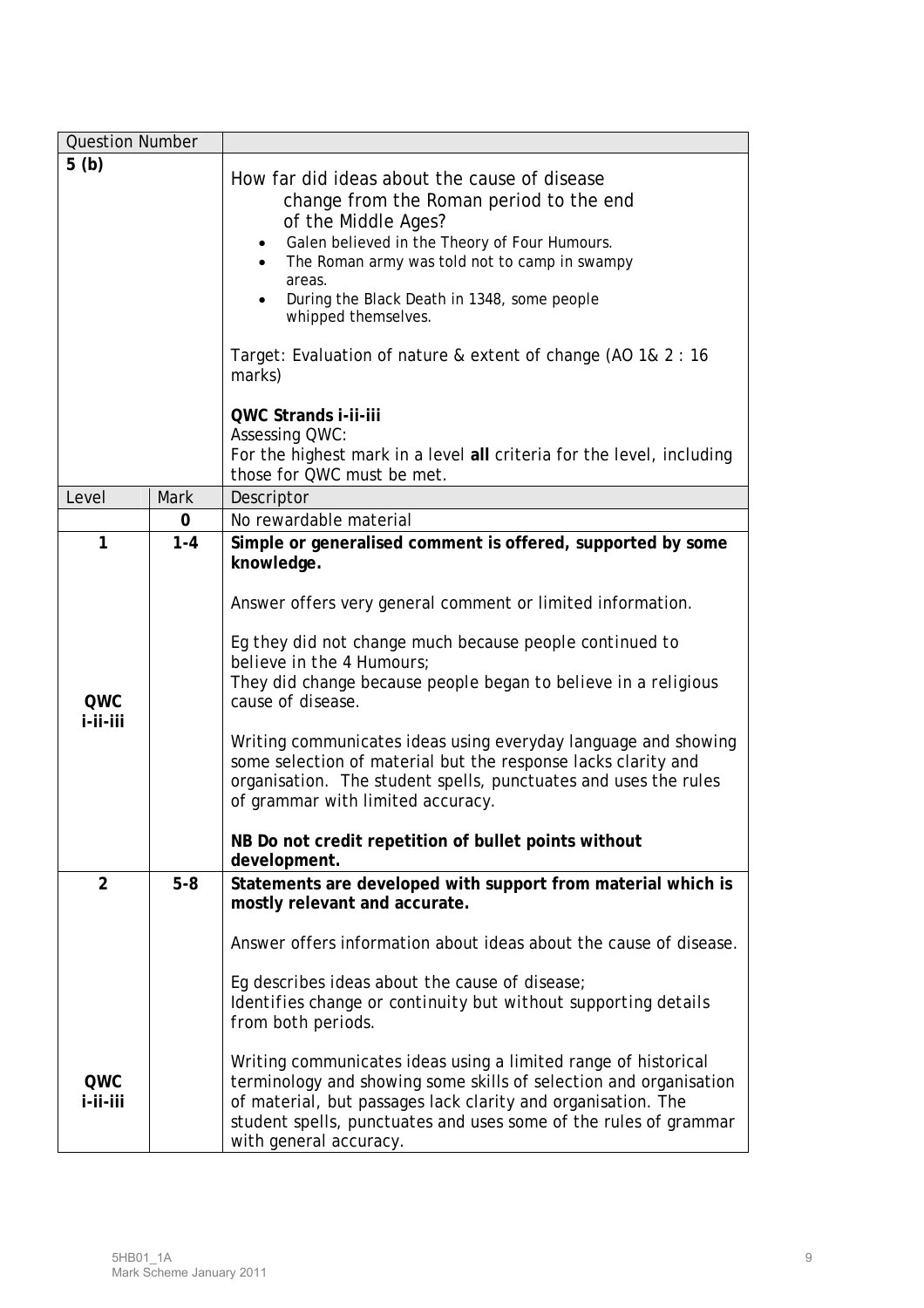| Question Number | | |
|---|---|---|
| **5 (b)** | | How far did ideas about the cause of disease change from the Roman period to the end of the Middle Ages?<br>• Galen believed in the Theory of Four Humours.<br>• The Roman army was told not to camp in swampy areas.<br>• During the Black Death in 1348, some people whipped themselves.<br><br>Target: Evaluation of nature & extent of change (AO 1& 2 : 16 marks)<br><br>**QWC Strands i-ii-iii**<br>Assessing QWC:<br>For the highest mark in a level **all** criteria for the level, including those for QWC must be met. |
| Level | Mark | Descriptor |
| | **0** | No rewardable material |
| **1**<br><br><br><br><br><br>**QWC i-ii-iii** | **1-4** | **Simple or generalised comment is offered, supported by some knowledge.**<br><br>Answer offers very general comment or limited information.<br><br>Eg they did not change much because people continued to believe in the 4 Humours;<br>They did change because people began to believe in a religious cause of disease.<br><br>Writing communicates ideas using everyday language and showing some selection of material but the response lacks clarity and organisation. The student spells, punctuates and uses the rules of grammar with limited accuracy.<br><br>**NB Do not credit repetition of bullet points without development.** |
| **2**<br><br><br><br><br><br>**QWC i-ii-iii** | **5-8** | **Statements are developed with support from material which is mostly relevant and accurate.**<br><br>Answer offers information about ideas about the cause of disease.<br><br>Eg describes ideas about the cause of disease;<br>Identifies change or continuity but without supporting details from both periods.<br><br>Writing communicates ideas using a limited range of historical terminology and showing some skills of selection and organisation of material, but passages lack clarity and organisation. The student spells, punctuates and uses some of the rules of grammar with general accuracy. |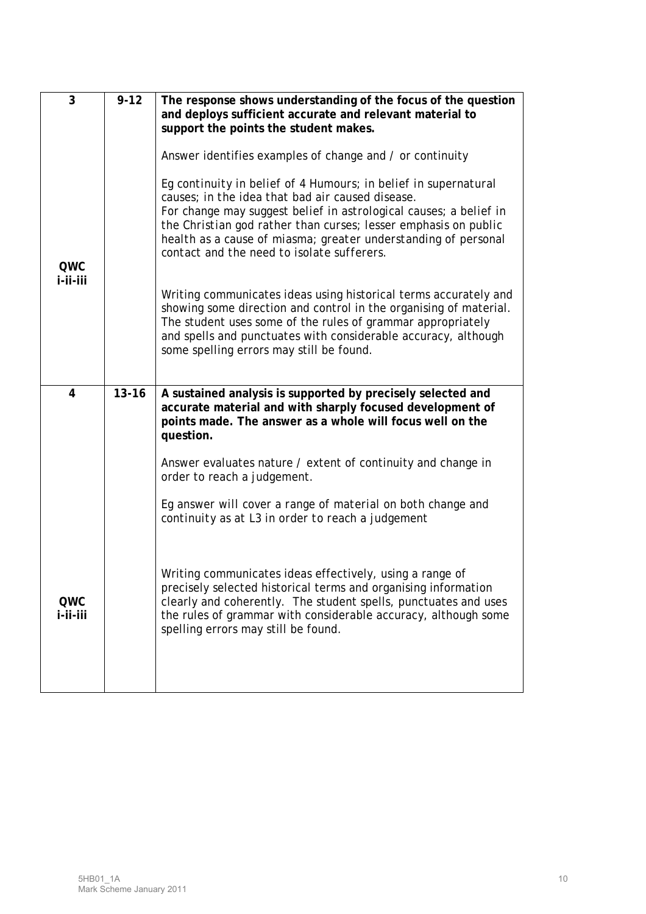| | | |
|---|---|---|
| 3<br><br><br><br><br><br><br><br><br>QWC<br>i-ii-iii | 9-12 | **The response shows understanding of the focus of the question and deploys sufficient accurate and relevant material to support the points the student makes.**<br><br>Answer identifies examples of change and / or continuity<br><br>*Eg continuity in belief of 4 Humours; in belief in supernatural causes; in the idea that bad air caused disease.*<br>*For change may suggest belief in astrological causes; a belief in the Christian god rather than curses; lesser emphasis on public health as a cause of miasma; greater understanding of personal contact and the need to isolate sufferers.*<br><br>Writing communicates ideas using historical terms accurately and showing some direction and control in the organising of material. The student uses some of the rules of grammar appropriately and spells and punctuates with considerable accuracy, although some spelling errors may still be found. |
| 4<br><br><br><br><br><br><br><br><br><br><br>QWC<br>i-ii-iii | 13-16 | **A sustained analysis is supported by precisely selected and accurate material and with sharply focused development of points made. The answer as a whole will focus well on the question.**<br><br>Answer evaluates nature / extent of continuity and change in order to reach a judgement.<br><br>*Eg answer will cover a range of material on both change and continuity as at L3 in order to reach a judgement*<br><br>Writing communicates ideas effectively, using a range of precisely selected historical terms and organising information clearly and coherently. The student spells, punctuates and uses the rules of grammar with considerable accuracy, although some spelling errors may still be found. |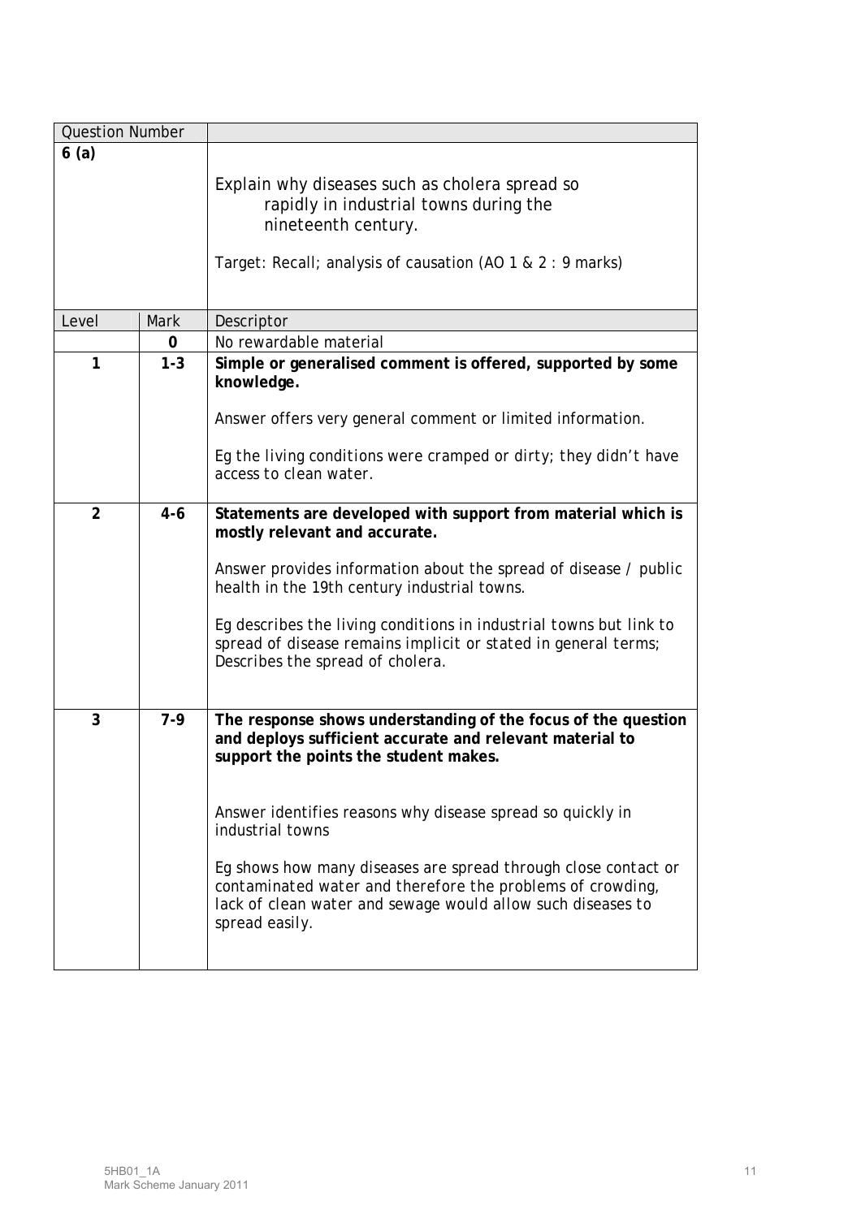| Question Number | | |
|---|---|---|
| **6 (a)** | | Explain why diseases such as cholera spread so rapidly in industrial towns during the nineteenth century.<br><br>*Target: Recall; analysis of causation (AO 1 & 2 : 9 marks)* |
| Level | Mark | Descriptor |
| | **0** | No rewardable material |
| **1** | **1-3** | **Simple or generalised comment is offered, supported by some knowledge.**<br><br>Answer offers very general comment or limited information.<br><br>*Eg the living conditions were cramped or dirty; they didn't have access to clean water.* |
| **2** | **4-6** | **Statements are developed with support from material which is mostly relevant and accurate.**<br><br>Answer provides information about the spread of disease / public health in the 19th century industrial towns.<br><br>*Eg describes the living conditions in industrial towns but link to spread of disease remains implicit or stated in general terms; Describes the spread of cholera.* |
| **3** | **7-9** | **The response shows understanding of the focus of the question and deploys sufficient accurate and relevant material to support the points the student makes.**<br><br>Answer identifies reasons why disease spread so quickly in industrial towns<br><br>*Eg shows how many diseases are spread through close contact or contaminated water and therefore the problems of crowding, lack of clean water and sewage would allow such diseases to spread easily.* |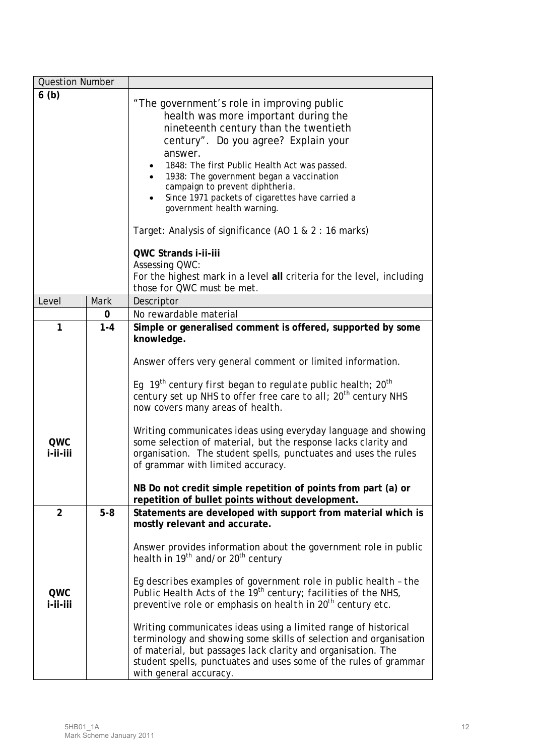| Question Number | | |
|---|---|---|
| **6 (b)** | | "The government's role in improving public health was more important during the nineteenth century than the twentieth century". Do you agree? Explain your answer.<br>• 1848: The first Public Health Act was passed.<br>• 1938: The government began a vaccination campaign to prevent diphtheria.<br>• Since 1971 packets of cigarettes have carried a government health warning.<br><br>Target: Analysis of significance (AO 1 & 2 : 16 marks)<br><br>**QWC Strands i-ii-iii**<br>Assessing QWC:<br>For the highest mark in a level **all** criteria for the level, including those for QWC must be met. |
| Level | Mark | Descriptor |
| | **0** | No rewardable material |
| **1**<br><br><br><br><br><br><br>**QWC i-ii-iii** | **1-4** | **Simple or generalised comment is offered, supported by some knowledge.**<br><br>Answer offers very general comment or limited information.<br><br>*Eg 19th century first began to regulate public health; 20th century set up NHS to offer free care to all; 20th century NHS now covers many areas of health.*<br><br>Writing communicates ideas using everyday language and showing some selection of material, but the response lacks clarity and organisation. The student spells, punctuates and uses the rules of grammar with limited accuracy.<br><br>**NB Do not credit simple repetition of points from part (a) or repetition of bullet points without development.** |
| **2**<br><br><br><br><br><br>**QWC i-ii-iii** | **5-8** | **Statements are developed with support from material which is mostly relevant and accurate.**<br><br>Answer provides information about the government role in public health in 19th and/or 20th century<br><br>*Eg describes examples of government role in public health – the Public Health Acts of the 19th century; facilities of the NHS, preventive role or emphasis on health in 20th century etc.*<br><br>Writing communicates ideas using a limited range of historical terminology and showing some skills of selection and organisation of material, but passages lack clarity and organisation. The student spells, punctuates and uses some of the rules of grammar with general accuracy. |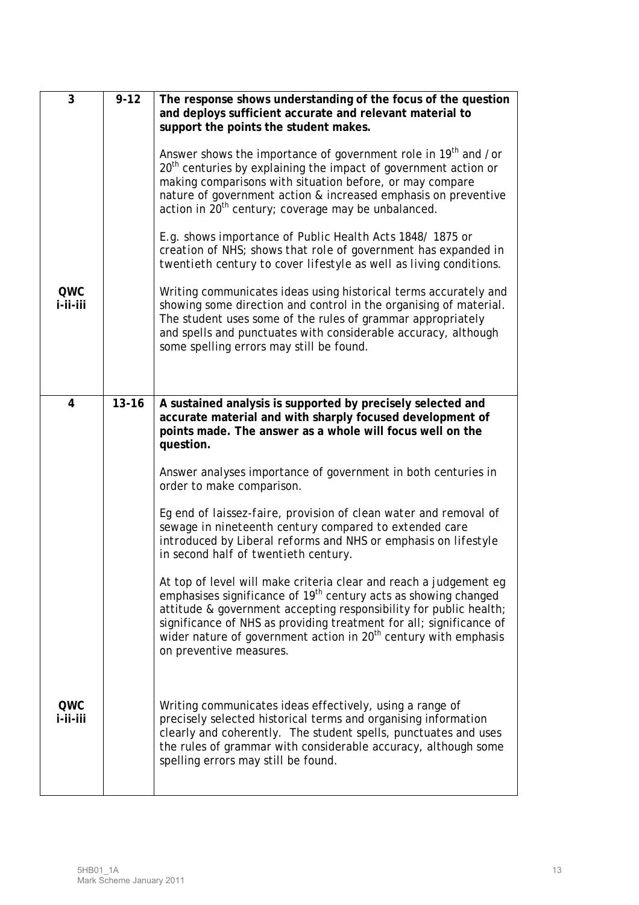| | | |
|---|---|---|
| 3 | 9-12 | **The response shows understanding of the focus of the question and deploys sufficient accurate and relevant material to support the points the student makes.**<br><br>Answer shows the importance of government role in 19th and /or 20th centuries by explaining the impact of government action or making comparisons with situation before, or may compare nature of government action & increased emphasis on preventive action in 20th century; coverage may be unbalanced.<br><br>*E.g. shows importance of Public Health Acts 1848/ 1875 or creation of NHS; shows that role of government has expanded in twentieth century to cover lifestyle as well as living conditions.* |
| QWC i-ii-iii | | Writing communicates ideas using historical terms accurately and showing some direction and control in the organising of material. The student uses some of the rules of grammar appropriately and spells and punctuates with considerable accuracy, although some spelling errors may still be found. |
| 4 | 13-16 | **A sustained analysis is supported by precisely selected and accurate material and with sharply focused development of points made. The answer as a whole will focus well on the question.**<br><br>Answer analyses importance of government in both centuries in order to make comparison.<br><br>*Eg end of laissez-faire, provision of clean water and removal of sewage in nineteenth century compared to extended care introduced by Liberal reforms and NHS or emphasis on lifestyle in second half of twentieth century.*<br><br>At top of level will make criteria clear and reach a judgement eg emphasises significance of 19th century acts as showing changed attitude & government accepting responsibility for public health; significance of NHS as providing treatment for all; significance of wider nature of government action in 20th century with emphasis on preventive measures. |
| QWC i-ii-iii | | Writing communicates ideas effectively, using a range of precisely selected historical terms and organising information clearly and coherently. The student spells, punctuates and uses the rules of grammar with considerable accuracy, although some spelling errors may still be found. |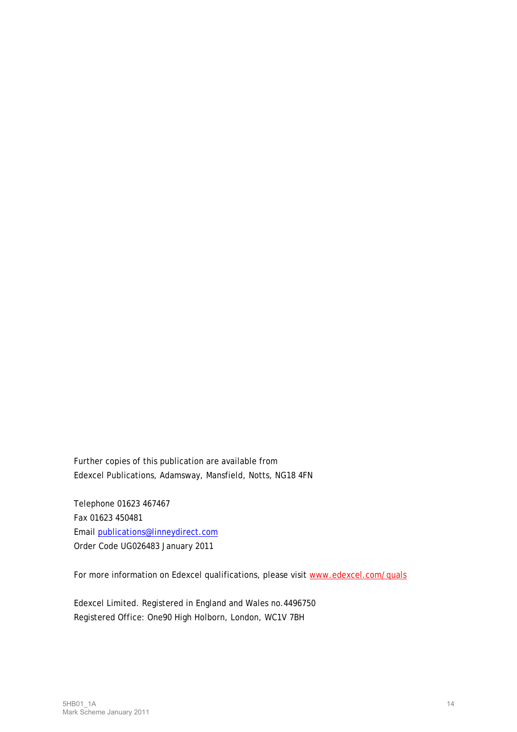Further copies of this publication are available from
Edexcel Publications, Adamsway, Mansfield, Notts, NG18 4FN

Telephone 01623 467467
Fax 01623 450481
Email publications@linneydirect.com
Order Code UG026483 January 2011

For more information on Edexcel qualifications, please visit www.edexcel.com/quals

Edexcel Limited. Registered in England and Wales no.4496750
Registered Office: One90 High Holborn, London, WC1V 7BH